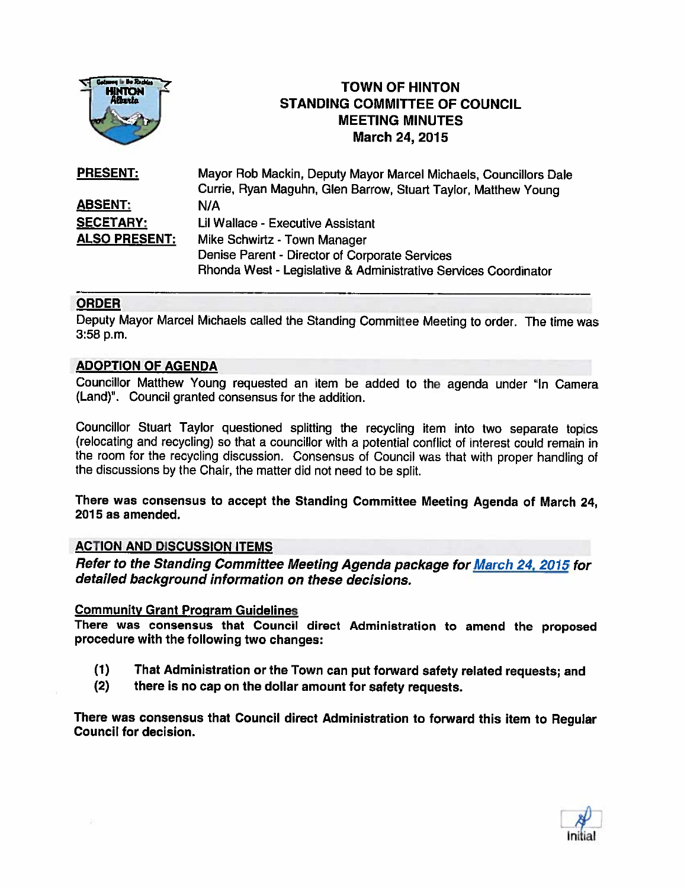# TOWN OF HINTON
## STANDING COMMITTEE OF COUNCIL
## MEETING MINUTES
## March 24, 2015

| | |
|---|---|
| **PRESENT:** | Mayor Rob Mackin, Deputy Mayor Marcel Michaels, Councillors Dale Currie, Ryan Maguhn, Glen Barrow, Stuart Taylor, Matthew Young |
| **ABSENT:** | N/A |
| **SECETARY:** | Lil Wallace - Executive Assistant |
| **ALSO PRESENT:** | Mike Schwirtz - Town Manager<br>Denise Parent - Director of Corporate Services<br>Rhonda West - Legislative & Administrative Services Coordinator |

### ORDER

Deputy Mayor Marcel Michaels called the Standing Committee Meeting to order. The time was 3:58 p.m.

### ADOPTION OF AGENDA

Councillor Matthew Young requested an item be added to the agenda under "In Camera (Land)". Council granted consensus for the addition.

Councillor Stuart Taylor questioned splitting the recycling item into two separate topics (relocating and recycling) so that a councillor with a potential conflict of interest could remain in the room for the recycling discussion. Consensus of Council was that with proper handling of the discussions by the Chair, the matter did not need to be split.

**There was consensus to accept the Standing Committee Meeting Agenda of March 24, 2015 as amended.**

### ACTION AND DISCUSSION ITEMS

***Refer to the Standing Committee Meeting Agenda package for March 24, 2015 for detailed background information on these decisions.***

#### Community Grant Program Guidelines

**There was consensus that Council direct Administration to amend the proposed procedure with the following two changes:**

**(1) That Administration or the Town can put forward safety related requests; and**
**(2) there is no cap on the dollar amount for safety requests.**

**There was consensus that Council direct Administration to forward this item to Regular Council for decision.**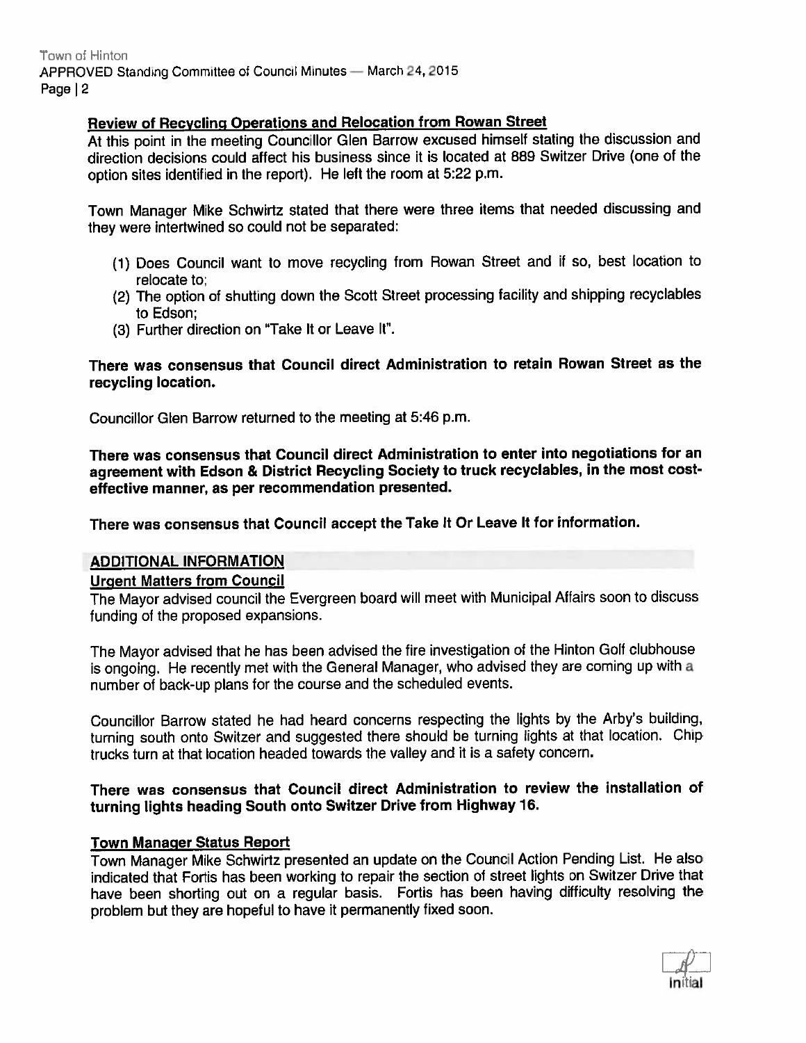## Review of Recycling Operations and Relocation from Rowan Street

At this point in the meeting Councillor Glen Barrow excused himself stating the discussion and direction decisions could affect his business since it is located at 889 Switzer Drive (one of the option sites identified in the report). He left the room at 5:22 p.m.

Town Manager Mike Schwirtz stated that there were three items that needed discussing and they were intertwined so could not be separated:

1. Does Council want to move recycling from Rowan Street and if so, best location to relocate to;
2. The option of shutting down the Scott Street processing facility and shipping recyclables to Edson;
3. Further direction on "Take It or Leave It".

**There was consensus that Council direct Administration to retain Rowan Street as the recycling location.**

Councillor Glen Barrow returned to the meeting at 5:46 p.m.

**There was consensus that Council direct Administration to enter into negotiations for an agreement with Edson & District Recycling Society to truck recyclables, in the most cost-effective manner, as per recommendation presented.**

**There was consensus that Council accept the Take It Or Leave It for information.**

## ADDITIONAL INFORMATION

### Urgent Matters from Council

The Mayor advised council the Evergreen board will meet with Municipal Affairs soon to discuss funding of the proposed expansions.

The Mayor advised that he has been advised the fire investigation of the Hinton Golf clubhouse is ongoing. He recently met with the General Manager, who advised they are coming up with a number of back-up plans for the course and the scheduled events.

Councillor Barrow stated he had heard concerns respecting the lights by the Arby's building, turning south onto Switzer and suggested there should be turning lights at that location. Chip trucks turn at that location headed towards the valley and it is a safety concern.

**There was consensus that Council direct Administration to review the installation of turning lights heading South onto Switzer Drive from Highway 16.**

### Town Manager Status Report

Town Manager Mike Schwirtz presented an update on the Council Action Pending List. He also indicated that Fortis has been working to repair the section of street lights on Switzer Drive that have been shorting out on a regular basis. Fortis has been having difficulty resolving the problem but they are hopeful to have it permanently fixed soon.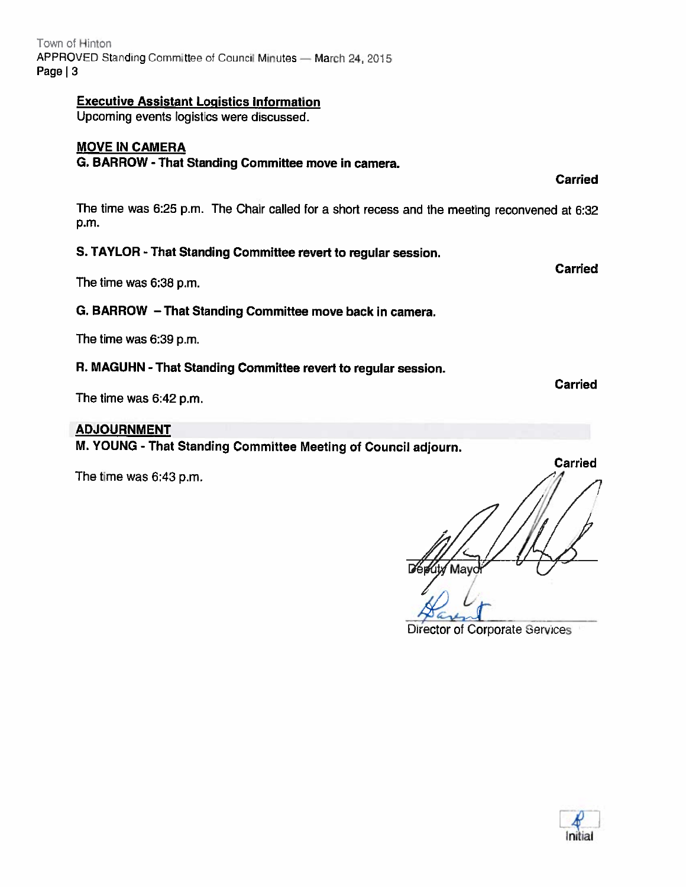**Executive Assistant Logistics Information**
Upcoming events logistics were discussed.

**MOVE IN CAMERA**
**G. BARROW - That Standing Committee move in camera.**

**Carried**

The time was 6:25 p.m. The Chair called for a short recess and the meeting reconvened at 6:32 p.m.

**S. TAYLOR - That Standing Committee revert to regular session.**

**Carried**

The time was 6:38 p.m.

**G. BARROW – That Standing Committee move back in camera.**

The time was 6:39 p.m.

**R. MAGUHN - That Standing Committee revert to regular session.**

**Carried**

The time was 6:42 p.m.

**ADJOURNMENT**
**M. YOUNG - That Standing Committee Meeting of Council adjourn.**

**Carried**

The time was 6:43 p.m.

Deputy Mayor

Director of Corporate Services

Initial